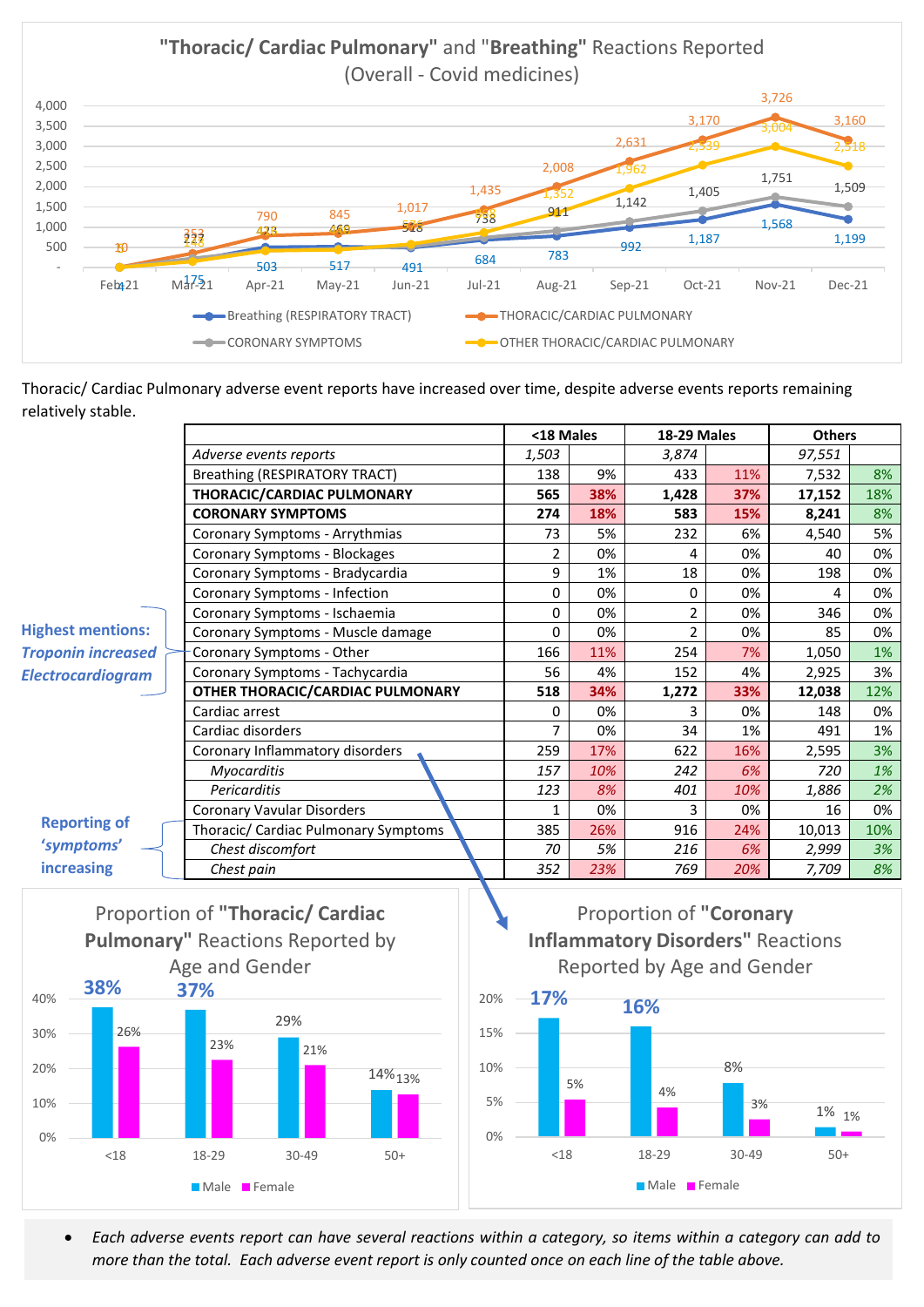"**Thoracic/ Cardiac Pulmonary**" and "**Breathing**" Reactions Reported (Overall - Covid medicines)

4,000
3,500
3,000
2,500
2,000
1,500
1,000
500
-

Feb-21 Mar-21 Apr-21 May-21 Jun-21 Jul-21 Aug-21 Sep-21 Oct-21 Nov-21 Dec-21

10 4 353 237 218 175 790 423 503 845 469 517 1,017 528 518 491 1,435 738 684 2,008 1,352 911 783 2,631 1,962 1,142 992 3,170 2,539 1,405 1,187 3,726 3,004 1,751 1,568 3,160 2,518 1,509 1,199

Breathing (RESPIRATORY TRACT) THORACIC/CARDIAC PULMONARY CORONARY SYMPTOMS OTHER THORACIC/CARDIAC PULMONARY

Thoracic/ Cardiac Pulmonary adverse event reports have increased over time, despite adverse events reports remaining relatively stable.

| | <18 Males | | 18-29 Males | | Others | |
|---|---|---|---|---|---|---|
| *Adverse events reports* | *1,503* | | *3,874* | | *97,551* | |
| Breathing (RESPIRATORY TRACT) | 138 | 9% | 433 | 11% | 7,532 | 8% |
| **THORACIC/CARDIAC PULMONARY** | **565** | **38%** | **1,428** | **37%** | **17,152** | **18%** |
| **CORONARY SYMPTOMS** | **274** | **18%** | **583** | **15%** | **8,241** | **8%** |
| Coronary Symptoms - Arrythmias | 73 | 5% | 232 | 6% | 4,540 | 5% |
| Coronary Symptoms - Blockages | 2 | 0% | 4 | 0% | 40 | 0% |
| Coronary Symptoms - Bradycardia | 9 | 1% | 18 | 0% | 198 | 0% |
| Coronary Symptoms - Infection | 0 | 0% | 0 | 0% | 4 | 0% |
| Coronary Symptoms - Ischaemia | 0 | 0% | 2 | 0% | 346 | 0% |
| Coronary Symptoms - Muscle damage | 0 | 0% | 2 | 0% | 85 | 0% |
| Coronary Symptoms - Other | 166 | 11% | 254 | 7% | 1,050 | 1% |
| Coronary Symptoms - Tachycardia | 56 | 4% | 152 | 4% | 2,925 | 3% |
| **OTHER THORACIC/CARDIAC PULMONARY** | **518** | **34%** | **1,272** | **33%** | **12,038** | **12%** |
| Cardiac arrest | 0 | 0% | 3 | 0% | 148 | 0% |
| Cardiac disorders | 7 | 0% | 34 | 1% | 491 | 1% |
| Coronary Inflammatory disorders | 259 | 17% | 622 | 16% | 2,595 | 3% |
| *Myocarditis* | *157* | *10%* | *242* | *6%* | *720* | *1%* |
| *Pericarditis* | *123* | *8%* | *401* | *10%* | *1,886* | *2%* |
| Coronary Vavular Disorders | 1 | 0% | 3 | 0% | 16 | 0% |
| Thoracic/ Cardiac Pulmonary Symptoms | 385 | 26% | 916 | 24% | 10,013 | 10% |
| *Chest discomfort* | *70* | *5%* | *216* | *6%* | *2,999* | *3%* |
| *Chest pain* | *352* | *23%* | *769* | *20%* | *7,709* | *8%* |

***Highest mentions: Troponin increased Electrocardiogram***

***Reporting of 'symptoms' increasing***

Proportion of "**Thoracic/ Cardiac Pulmonary**" Reactions Reported by Age and Gender

40% 30% 20% 10% 0%

<18: 38% 26%
18-29: 37% 23%
30-49: 29% 21%
50+: 14% 13%

Male Female

Proportion of "**Coronary Inflammatory Disorders**" Reactions Reported by Age and Gender

20% 15% 10% 5% 0%

<18: 17% 5%
18-29: 16% 4%
30-49: 8% 3%
50+: 1% 1%

Male Female

- *Each adverse events report can have several reactions within a category, so items within a category can add to more than the total. Each adverse event report is only counted once on each line of the table above.*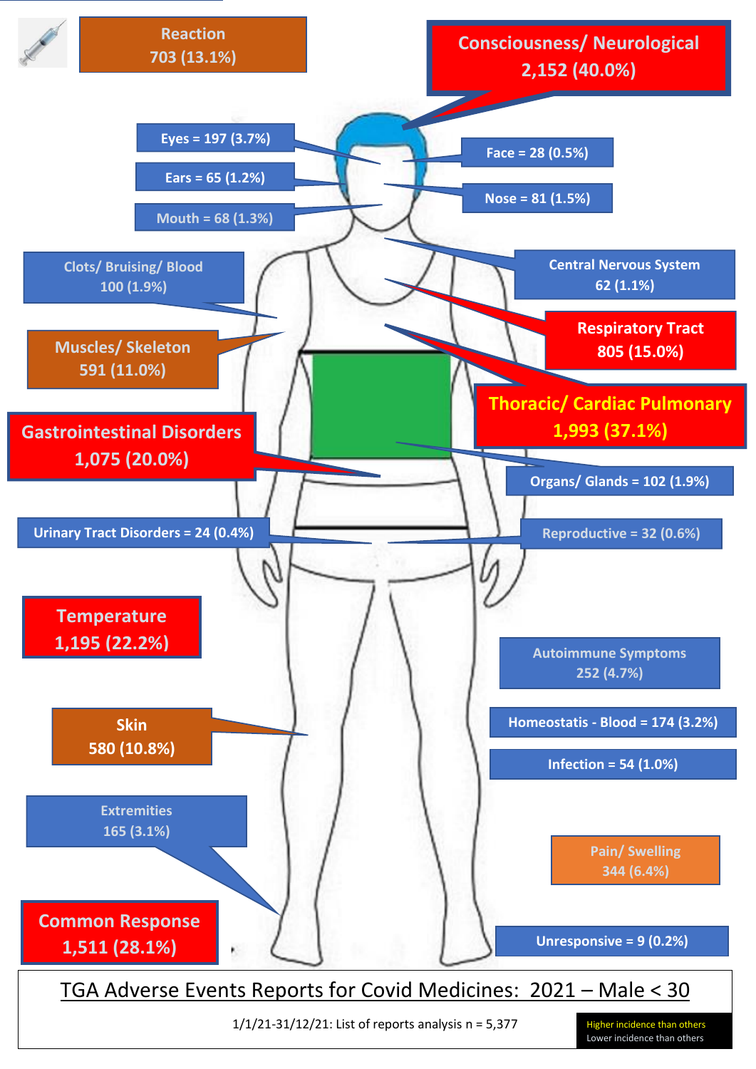Reaction
703 (13.1%)

Consciousness/ Neurological
2,152 (40.0%)

Eyes = 197 (3.7%)

Face = 28 (0.5%)

Ears = 65 (1.2%)

Nose = 81 (1.5%)

Mouth = 68 (1.3%)

Clots/ Bruising/ Blood
100 (1.9%)

Central Nervous System
62 (1.1%)

Respiratory Tract
805 (15.0%)

Muscles/ Skeleton
591 (11.0%)

Thoracic/ Cardiac Pulmonary
1,993 (37.1%)

Gastrointestinal Disorders
1,075 (20.0%)

Organs/ Glands = 102 (1.9%)

Urinary Tract Disorders = 24 (0.4%)

Reproductive = 32 (0.6%)

Temperature
1,195 (22.2%)

Autoimmune Symptoms
252 (4.7%)

Skin
580 (10.8%)

Homeostatis - Blood = 174 (3.2%)

Infection = 54 (1.0%)

Extremities
165 (3.1%)

Pain/ Swelling
344 (6.4%)

Common Response
1,511 (28.1%)

Unresponsive = 9 (0.2%)

TGA Adverse Events Reports for Covid Medicines: 2021 – Male < 30

1/1/21-31/12/21: List of reports analysis n = 5,377

Higher incidence than others
Lower incidence than others